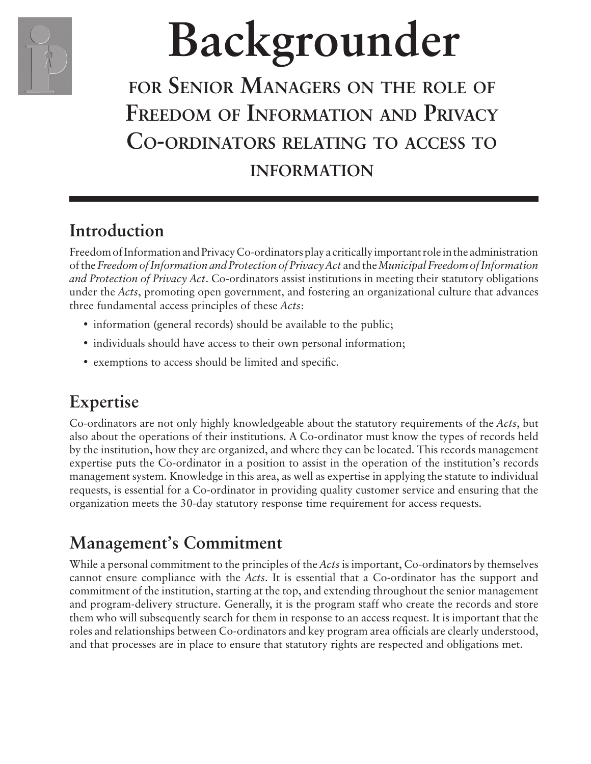# Backgrounder

## for Senior Managers on the role of Freedom of Information and Privacy Co-ordinators relating to access to information

## Introduction

Freedom of Information and Privacy Co-ordinators play a critically important role in the administration of the *Freedom of Information and Protection of Privacy Act* and the *Municipal Freedom of Information and Protection of Privacy Act*. Co-ordinators assist institutions in meeting their statutory obligations under the *Acts*, promoting open government, and fostering an organizational culture that advances three fundamental access principles of these *Acts*:

- information (general records) should be available to the public;
- individuals should have access to their own personal information;
- exemptions to access should be limited and specific.

## Expertise

Co-ordinators are not only highly knowledgeable about the statutory requirements of the *Acts*, but also about the operations of their institutions. A Co-ordinator must know the types of records held by the institution, how they are organized, and where they can be located. This records management expertise puts the Co-ordinator in a position to assist in the operation of the institution's records management system. Knowledge in this area, as well as expertise in applying the statute to individual requests, is essential for a Co-ordinator in providing quality customer service and ensuring that the organization meets the 30-day statutory response time requirement for access requests.

## Management's Commitment

While a personal commitment to the principles of the *Acts* is important, Co-ordinators by themselves cannot ensure compliance with the *Acts*. It is essential that a Co-ordinator has the support and commitment of the institution, starting at the top, and extending throughout the senior management and program-delivery structure. Generally, it is the program staff who create the records and store them who will subsequently search for them in response to an access request. It is important that the roles and relationships between Co-ordinators and key program area officials are clearly understood, and that processes are in place to ensure that statutory rights are respected and obligations met.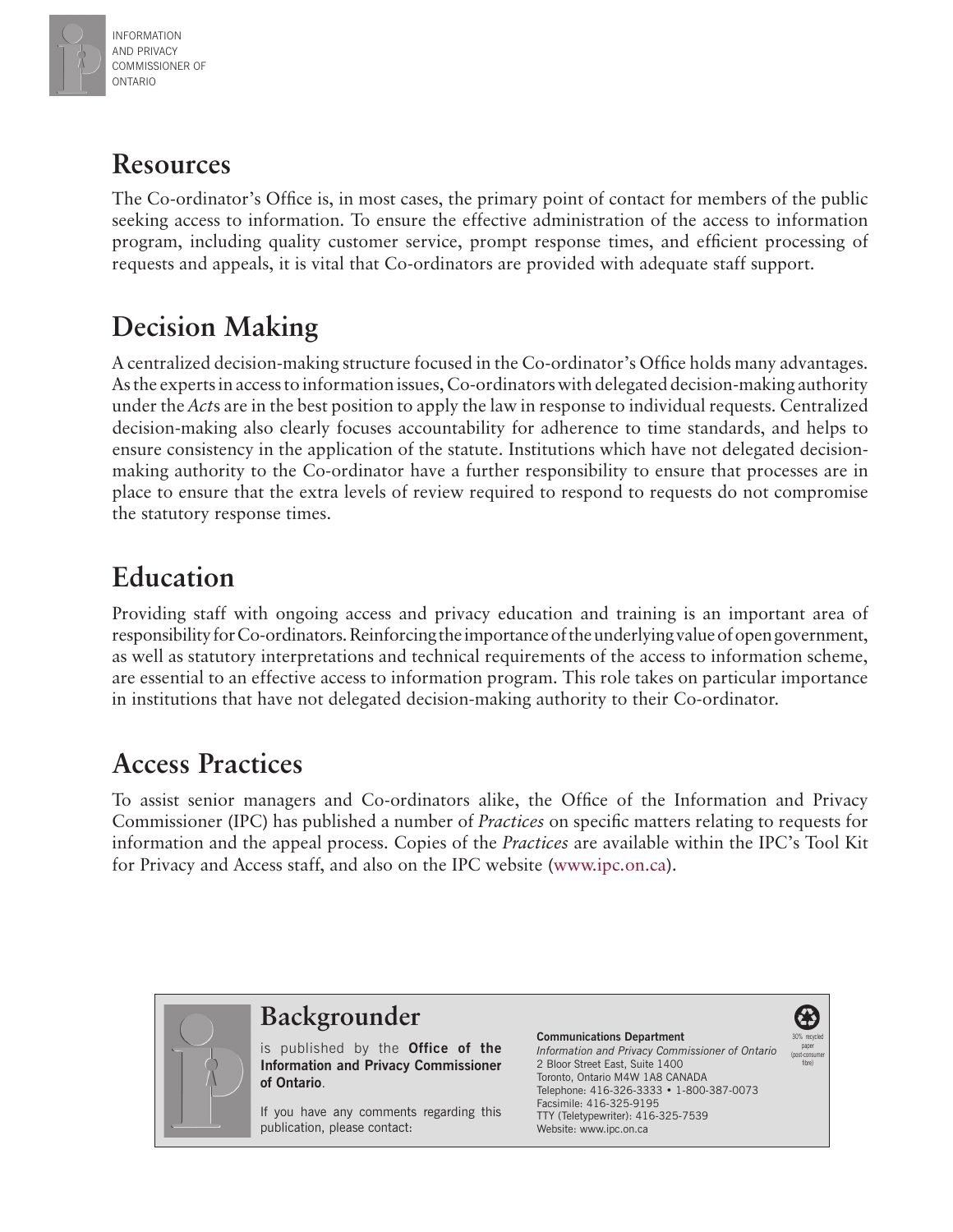## Resources

The Co-ordinator's Office is, in most cases, the primary point of contact for members of the public seeking access to information. To ensure the effective administration of the access to information program, including quality customer service, prompt response times, and efficient processing of requests and appeals, it is vital that Co-ordinators are provided with adequate staff support.

## Decision Making

A centralized decision-making structure focused in the Co-ordinator's Office holds many advantages. As the experts in access to information issues, Co-ordinators with delegated decision-making authority under the *Act*s are in the best position to apply the law in response to individual requests. Centralized decision-making also clearly focuses accountability for adherence to time standards, and helps to ensure consistency in the application of the statute. Institutions which have not delegated decision-making authority to the Co-ordinator have a further responsibility to ensure that processes are in place to ensure that the extra levels of review required to respond to requests do not compromise the statutory response times.

## Education

Providing staff with ongoing access and privacy education and training is an important area of responsibility for Co-ordinators. Reinforcing the importance of the underlying value of open government, as well as statutory interpretations and technical requirements of the access to information scheme, are essential to an effective access to information program. This role takes on particular importance in institutions that have not delegated decision-making authority to their Co-ordinator.

## Access Practices

To assist senior managers and Co-ordinators alike, the Office of the Information and Privacy Commissioner (IPC) has published a number of *Practices* on specific matters relating to requests for information and the appeal process. Copies of the *Practices* are available within the IPC's Tool Kit for Privacy and Access staff, and also on the IPC website (www.ipc.on.ca).

## Backgrounder

is published by the **Office of the Information and Privacy Commissioner of Ontario**.

If you have any comments regarding this publication, please contact:

**Communications Department**
*Information and Privacy Commissioner of Ontario*
2 Bloor Street East, Suite 1400
Toronto, Ontario M4W 1A8 CANADA
Telephone: 416-326-3333 • 1-800-387-0073
Facsimile: 416-325-9195
TTY (Teletypewriter): 416-325-7539
Website: www.ipc.on.ca

30% recycled paper (post-consumer fibre)